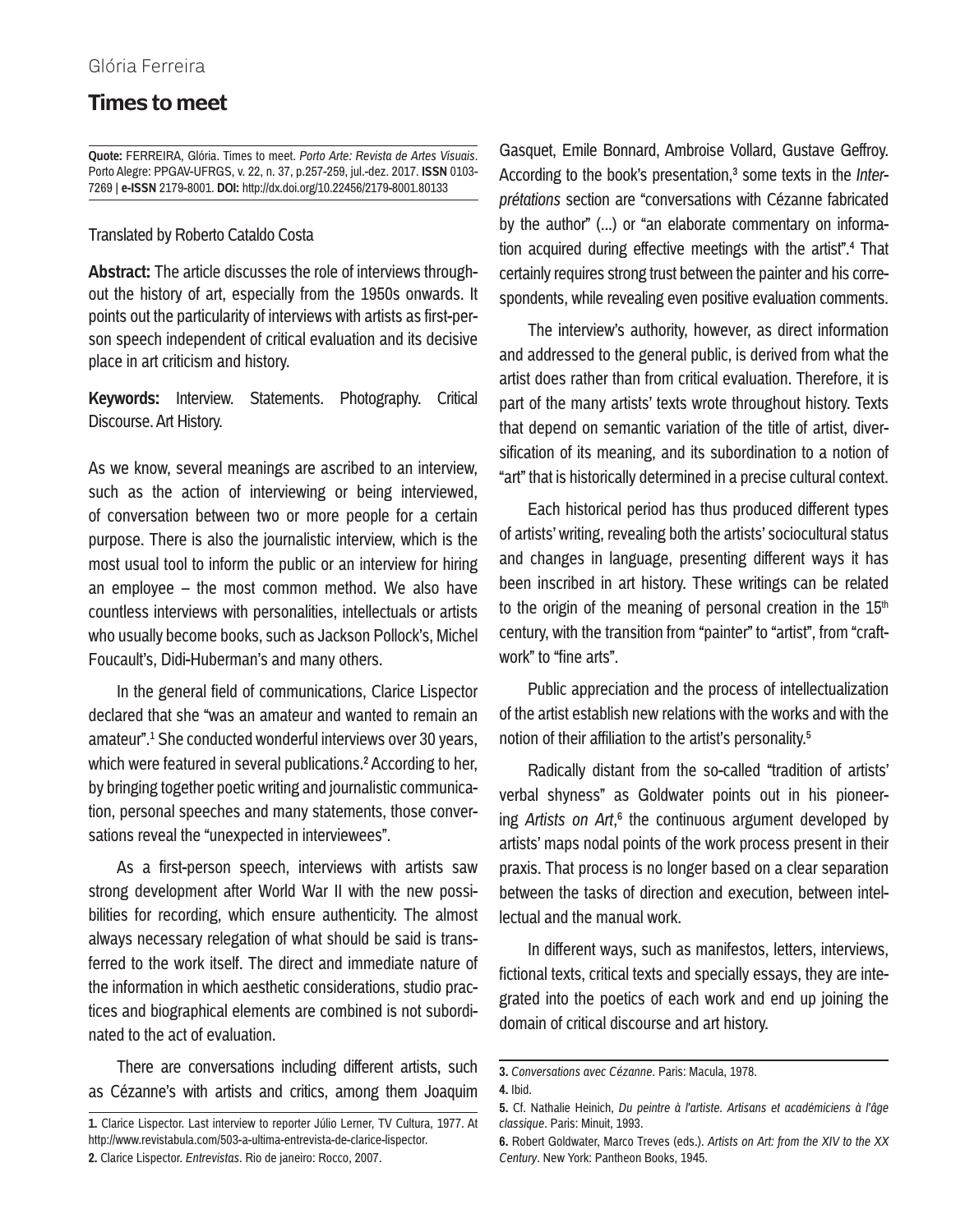Glória Ferreira

# Times to meet

**Quote:** FERREIRA, Glória. Times to meet. *Porto Arte: Revista de Artes Visuais*. Porto Alegre: PPGAV-UFRGS, v. 22, n. 37, p.257-259, jul.-dez. 2017. **ISSN** 0103-7269 | **e-ISSN** 2179-8001. **DOI:** http://dx.doi.org/10.22456/2179-8001.80133

Translated by Roberto Cataldo Costa

**Abstract:** The article discusses the role of interviews throughout the history of art, especially from the 1950s onwards. It points out the particularity of interviews with artists as first-person speech independent of critical evaluation and its decisive place in art criticism and history.

**Keywords:** Interview. Statements. Photography. Critical Discourse. Art History.

As we know, several meanings are ascribed to an interview, such as the action of interviewing or being interviewed, of conversation between two or more people for a certain purpose. There is also the journalistic interview, which is the most usual tool to inform the public or an interview for hiring an employee – the most common method. We also have countless interviews with personalities, intellectuals or artists who usually become books, such as Jackson Pollock's, Michel Foucault's, Didi-Huberman's and many others.

In the general field of communications, Clarice Lispector declared that she "was an amateur and wanted to remain an amateur".[1] She conducted wonderful interviews over 30 years, which were featured in several publications.[2] According to her, by bringing together poetic writing and journalistic communication, personal speeches and many statements, those conversations reveal the "unexpected in interviewees".

As a first-person speech, interviews with artists saw strong development after World War II with the new possibilities for recording, which ensure authenticity. The almost always necessary relegation of what should be said is transferred to the work itself. The direct and immediate nature of the information in which aesthetic considerations, studio practices and biographical elements are combined is not subordinated to the act of evaluation.

There are conversations including different artists, such as Cézanne's with artists and critics, among them Joaquim Gasquet, Emile Bonnard, Ambroise Vollard, Gustave Geffroy. According to the book's presentation,[3] some texts in the *Interprétations* section are "conversations with Cézanne fabricated by the author" (...) or "an elaborate commentary on information acquired during effective meetings with the artist".[4] That certainly requires strong trust between the painter and his correspondents, while revealing even positive evaluation comments.

The interview's authority, however, as direct information and addressed to the general public, is derived from what the artist does rather than from critical evaluation. Therefore, it is part of the many artists' texts wrote throughout history. Texts that depend on semantic variation of the title of artist, diversification of its meaning, and its subordination to a notion of "art" that is historically determined in a precise cultural context.

Each historical period has thus produced different types of artists' writing, revealing both the artists' sociocultural status and changes in language, presenting different ways it has been inscribed in art history. These writings can be related to the origin of the meaning of personal creation in the 15th century, with the transition from "painter" to "artist", from "craftwork" to "fine arts".

Public appreciation and the process of intellectualization of the artist establish new relations with the works and with the notion of their affiliation to the artist's personality.[5]

Radically distant from the so-called "tradition of artists' verbal shyness" as Goldwater points out in his pioneering *Artists on Art*,[6] the continuous argument developed by artists' maps nodal points of the work process present in their praxis. That process is no longer based on a clear separation between the tasks of direction and execution, between intellectual and the manual work.

In different ways, such as manifestos, letters, interviews, fictional texts, critical texts and specially essays, they are integrated into the poetics of each work and end up joining the domain of critical discourse and art history.

---

**1.** Clarice Lispector. Last interview to reporter Júlio Lerner, TV Cultura, 1977. At http://www.revistabula.com/503-a-ultima-entrevista-de-clarice-lispector.

**2.** Clarice Lispector. *Entrevistas*. Rio de janeiro: Rocco, 2007.

**3.** *Conversations avec Cézanne*. Paris: Macula, 1978.

**4.** Ibid.

**5.** Cf. Nathalie Heinich, *Du peintre à l'artiste. Artisans et académiciens à l'âge classique*. Paris: Minuit, 1993.

**6.** Robert Goldwater, Marco Treves (eds.). *Artists on Art: from the XIV to the XX Century*. New York: Pantheon Books, 1945.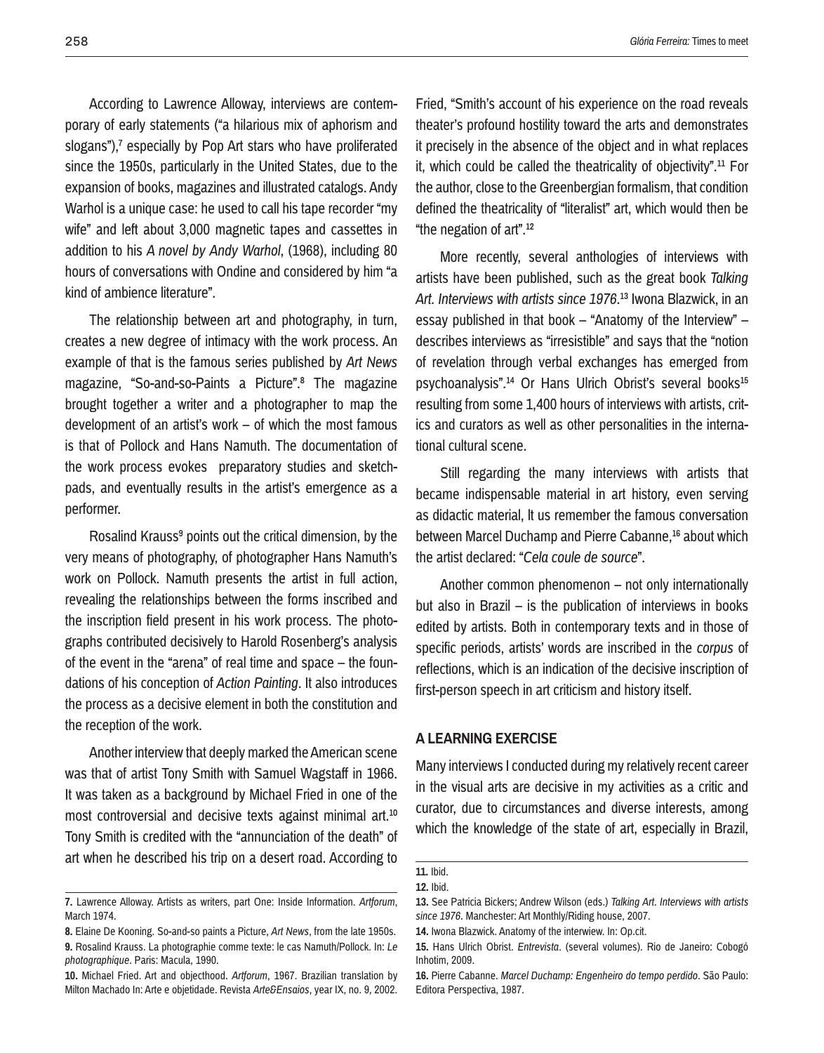According to Lawrence Alloway, interviews are contemporary of early statements ("a hilarious mix of aphorism and slogans"),[7] especially by Pop Art stars who have proliferated since the 1950s, particularly in the United States, due to the expansion of books, magazines and illustrated catalogs. Andy Warhol is a unique case: he used to call his tape recorder "my wife" and left about 3,000 magnetic tapes and cassettes in addition to his *A novel by Andy Warhol*, (1968), including 80 hours of conversations with Ondine and considered by him "a kind of ambience literature".

The relationship between art and photography, in turn, creates a new degree of intimacy with the work process. An example of that is the famous series published by *Art News* magazine, "So-and-so-Paints a Picture".[8] The magazine brought together a writer and a photographer to map the development of an artist's work – of which the most famous is that of Pollock and Hans Namuth. The documentation of the work process evokes preparatory studies and sketchpads, and eventually results in the artist's emergence as a performer.

Rosalind Krauss[9] points out the critical dimension, by the very means of photography, of photographer Hans Namuth's work on Pollock. Namuth presents the artist in full action, revealing the relationships between the forms inscribed and the inscription field present in his work process. The photographs contributed decisively to Harold Rosenberg's analysis of the event in the "arena" of real time and space – the foundations of his conception of *Action Painting*. It also introduces the process as a decisive element in both the constitution and the reception of the work.

Another interview that deeply marked the American scene was that of artist Tony Smith with Samuel Wagstaff in 1966. It was taken as a background by Michael Fried in one of the most controversial and decisive texts against minimal art.[10] Tony Smith is credited with the "annunciation of the death" of art when he described his trip on a desert road. According to Fried, "Smith's account of his experience on the road reveals theater's profound hostility toward the arts and demonstrates it precisely in the absence of the object and in what replaces it, which could be called the theatricality of objectivity".[11] For the author, close to the Greenbergian formalism, that condition defined the theatricality of "literalist" art, which would then be "the negation of art".[12]

More recently, several anthologies of interviews with artists have been published, such as the great book *Talking Art. Interviews with artists since 1976*.[13] Iwona Blazwick, in an essay published in that book – "Anatomy of the Interview" – describes interviews as "irresistible" and says that the "notion of revelation through verbal exchanges has emerged from psychoanalysis".[14] Or Hans Ulrich Obrist's several books[15] resulting from some 1,400 hours of interviews with artists, critics and curators as well as other personalities in the international cultural scene.

Still regarding the many interviews with artists that became indispensable material in art history, even serving as didactic material, lt us remember the famous conversation between Marcel Duchamp and Pierre Cabanne,[16] about which the artist declared: "*Cela coule de source*".

Another common phenomenon – not only internationally but also in Brazil – is the publication of interviews in books edited by artists. Both in contemporary texts and in those of specific periods, artists' words are inscribed in the *corpus* of reflections, which is an indication of the decisive inscription of first-person speech in art criticism and history itself.

## A LEARNING EXERCISE

Many interviews I conducted during my relatively recent career in the visual arts are decisive in my activities as a critic and curator, due to circumstances and diverse interests, among which the knowledge of the state of art, especially in Brazil,

---

**7.** Lawrence Alloway. Artists as writers, part One: Inside Information. *Artforum*, March 1974.

**8.** Elaine De Kooning. So-and-so paints a Picture, *Art News*, from the late 1950s.

**9.** Rosalind Krauss. La photographie comme texte: le cas Namuth/Pollock. In: *Le photographique*. Paris: Macula, 1990.

**10.** Michael Fried. Art and objecthood. *Artforum*, 1967. Brazilian translation by Milton Machado In: Arte e objetidade. Revista *Arte&Ensaios*, year IX, no. 9, 2002.

**11.** Ibid.

**12.** Ibid.

**13.** See Patricia Bickers; Andrew Wilson (eds.) *Talking Art. Interviews with artists since 1976*. Manchester: Art Monthly/Riding house, 2007.

**14.** Iwona Blazwick. Anatomy of the interwiew. In: Op.cit.

**15.** Hans Ulrich Obrist. *Entrevista*. (several volumes). Rio de Janeiro: Cobogó Inhotim, 2009.

**16.** Pierre Cabanne. *Marcel Duchamp: Engenheiro do tempo perdido*. São Paulo: Editora Perspectiva, 1987.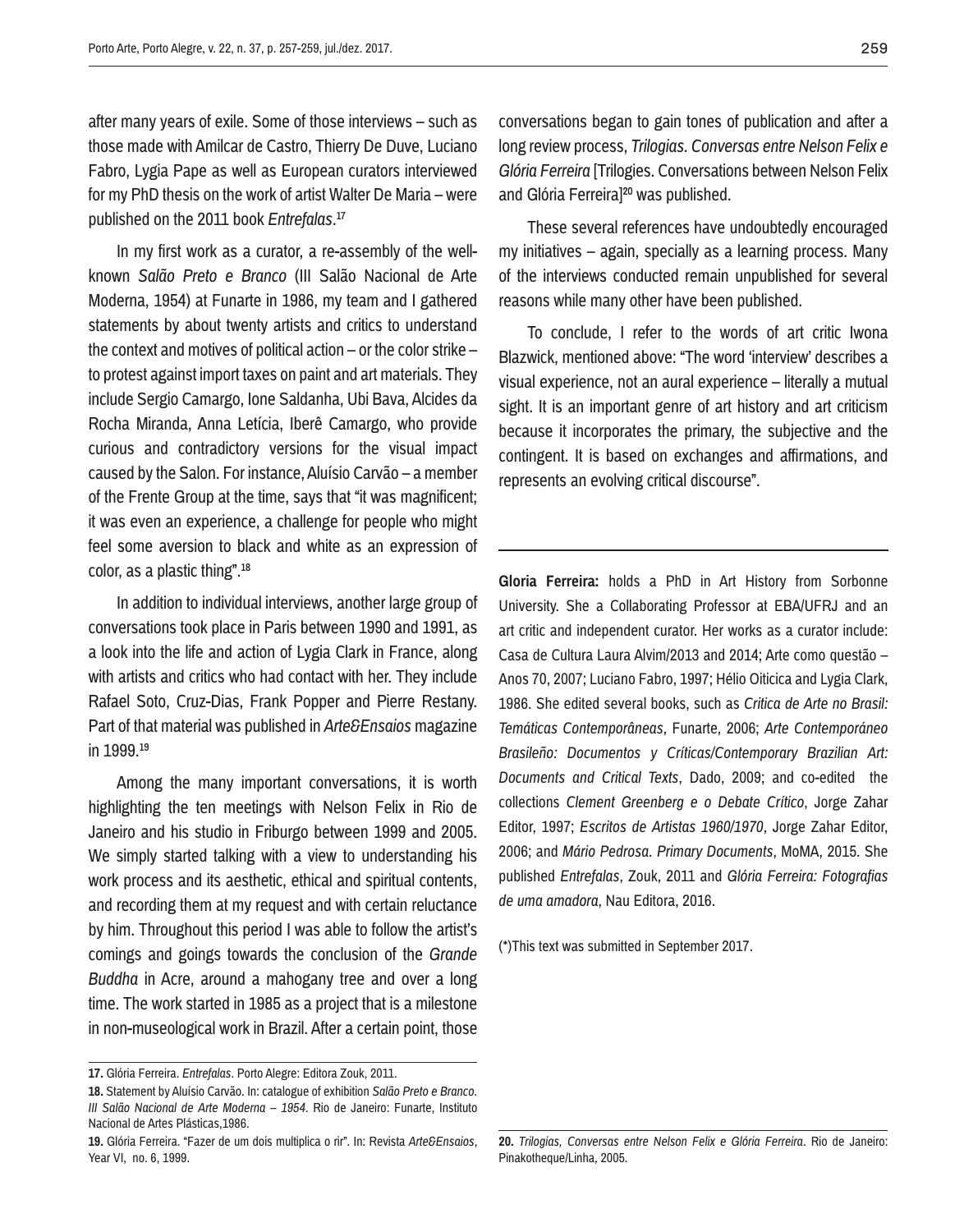after many years of exile. Some of those interviews – such as those made with Amilcar de Castro, Thierry De Duve, Luciano Fabro, Lygia Pape as well as European curators interviewed for my PhD thesis on the work of artist Walter De Maria – were published on the 2011 book *Entrefalas*.[17]

In my first work as a curator, a re-assembly of the well-known *Salão Preto e Branco* (III Salão Nacional de Arte Moderna, 1954) at Funarte in 1986, my team and I gathered statements by about twenty artists and critics to understand the context and motives of political action – or the color strike – to protest against import taxes on paint and art materials. They include Sergio Camargo, Ione Saldanha, Ubi Bava, Alcides da Rocha Miranda, Anna Letícia, Iberê Camargo, who provide curious and contradictory versions for the visual impact caused by the Salon. For instance, Aluísio Carvão – a member of the Frente Group at the time, says that "it was magnificent; it was even an experience, a challenge for people who might feel some aversion to black and white as an expression of color, as a plastic thing".[18]

In addition to individual interviews, another large group of conversations took place in Paris between 1990 and 1991, as a look into the life and action of Lygia Clark in France, along with artists and critics who had contact with her. They include Rafael Soto, Cruz-Dias, Frank Popper and Pierre Restany. Part of that material was published in *Arte&Ensaios* magazine in 1999.[19]

Among the many important conversations, it is worth highlighting the ten meetings with Nelson Felix in Rio de Janeiro and his studio in Friburgo between 1999 and 2005. We simply started talking with a view to understanding his work process and its aesthetic, ethical and spiritual contents, and recording them at my request and with certain reluctance by him. Throughout this period I was able to follow the artist's comings and goings towards the conclusion of the *Grande Buddha* in Acre, around a mahogany tree and over a long time. The work started in 1985 as a project that is a milestone in non-museological work in Brazil. After a certain point, those conversations began to gain tones of publication and after a long review process, *Trilogias. Conversas entre Nelson Felix e Glória Ferreira* [Trilogies. Conversations between Nelson Felix and Glória Ferreira][20] was published.

These several references have undoubtedly encouraged my initiatives – again, specially as a learning process. Many of the interviews conducted remain unpublished for several reasons while many other have been published.

To conclude, I refer to the words of art critic Iwona Blazwick, mentioned above: "The word 'interview' describes a visual experience, not an aural experience – literally a mutual sight. It is an important genre of art history and art criticism because it incorporates the primary, the subjective and the contingent. It is based on exchanges and affirmations, and represents an evolving critical discourse".

---

**Gloria Ferreira:** holds a PhD in Art History from Sorbonne University. She a Collaborating Professor at EBA/UFRJ and an art critic and independent curator. Her works as a curator include: Casa de Cultura Laura Alvim/2013 and 2014; Arte como questão – Anos 70, 2007; Luciano Fabro, 1997; Hélio Oiticica and Lygia Clark, 1986. She edited several books, such as *Critica de Arte no Brasil: Temáticas Contemporâneas*, Funarte, 2006; *Arte Contemporáneo Brasileño: Documentos y Críticas/Contemporary Brazilian Art: Documents and Critical Texts*, Dado, 2009; and co-edited the collections *Clement Greenberg e o Debate Crítico*, Jorge Zahar Editor, 1997; *Escritos de Artistas 1960/1970*, Jorge Zahar Editor, 2006; and *Mário Pedrosa. Primary Documents*, MoMA, 2015. She published *Entrefalas*, Zouk, 2011 and *Glória Ferreira: Fotografias de uma amadora*, Nau Editora, 2016.

(*)This text was submitted in September 2017.

---

**17.** Glória Ferreira. *Entrefalas*. Porto Alegre: Editora Zouk, 2011.

**18.** Statement by Aluísio Carvão. In: catalogue of exhibition *Salão Preto e Branco. III Salão Nacional de Arte Moderna – 1954*. Rio de Janeiro: Funarte, Instituto Nacional de Artes Plásticas,1986.

**19.** Glória Ferreira. "Fazer de um dois multiplica o rir". In: Revista *Arte&Ensaios*, Year VI, no. 6, 1999.

**20.** *Trilogias, Conversas entre Nelson Felix e Glória Ferreira*. Rio de Janeiro: Pinakotheque/Linha, 2005.